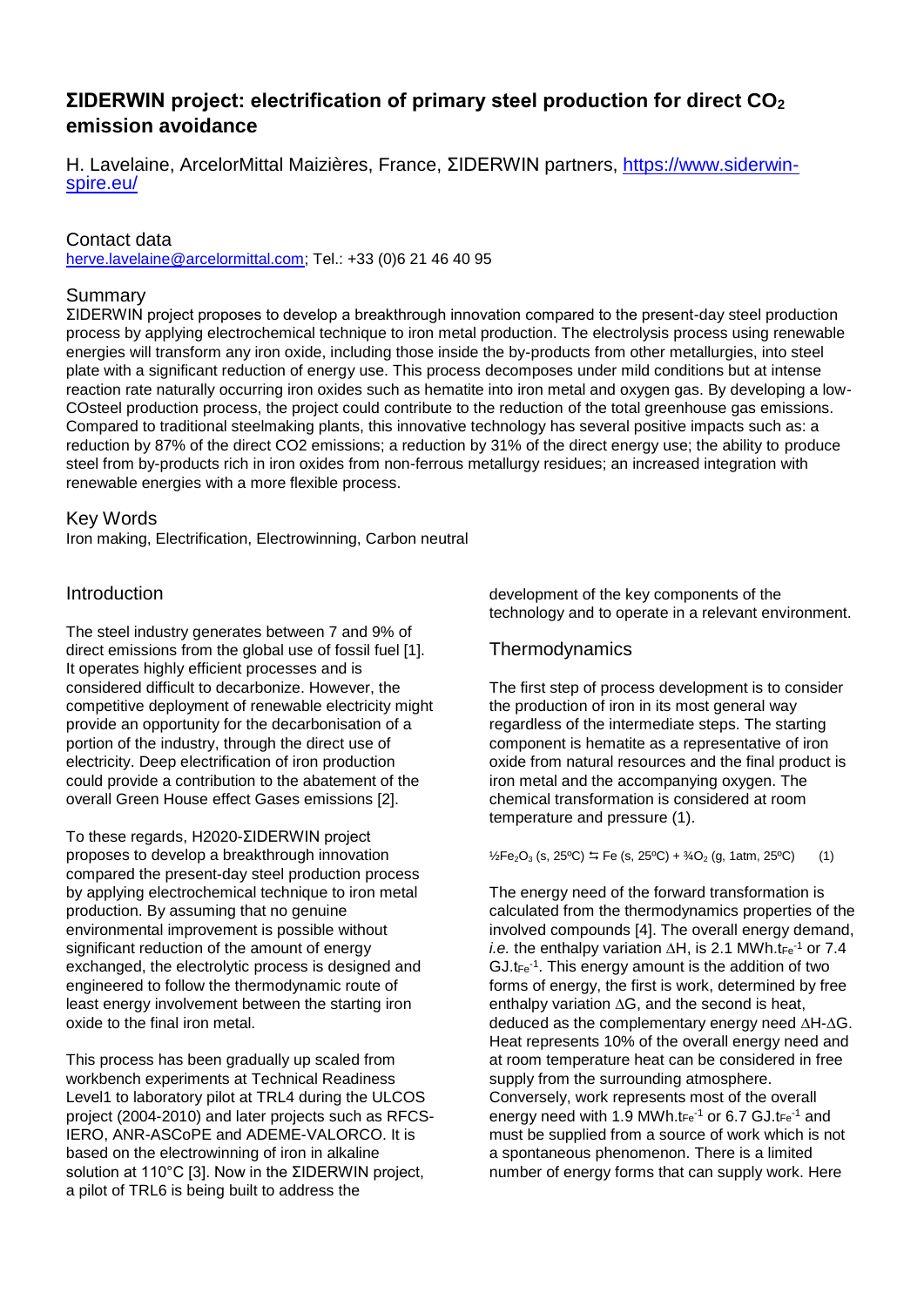# ΣIDERWIN project: electrification of primary steel production for direct $CO_2$ emission avoidance

H. Lavelaine, ArcelorMittal Maizières, France, ΣIDERWIN partners, https://www.siderwin-spire.eu/

## Contact data

herve.lavelaine@arcelormittal.com; Tel.: +33 (0)6 21 46 40 95

## Summary

ΣIDERWIN project proposes to develop a breakthrough innovation compared to the present-day steel production process by applying electrochemical technique to iron metal production. The electrolysis process using renewable energies will transform any iron oxide, including those inside the by-products from other metallurgies, into steel plate with a significant reduction of energy use. This process decomposes under mild conditions but at intense reaction rate naturally occurring iron oxides such as hematite into iron metal and oxygen gas. By developing a low-COsteel production process, the project could contribute to the reduction of the total greenhouse gas emissions. Compared to traditional steelmaking plants, this innovative technology has several positive impacts such as: a reduction by 87% of the direct CO2 emissions; a reduction by 31% of the direct energy use; the ability to produce steel from by-products rich in iron oxides from non-ferrous metallurgy residues; an increased integration with renewable energies with a more flexible process.

## Key Words

Iron making, Electrification, Electrowinning, Carbon neutral

## Introduction

The steel industry generates between 7 and 9% of direct emissions from the global use of fossil fuel [1]. It operates highly efficient processes and is considered difficult to decarbonize. However, the competitive deployment of renewable electricity might provide an opportunity for the decarbonisation of a portion of the industry, through the direct use of electricity. Deep electrification of iron production could provide a contribution to the abatement of the overall Green House effect Gases emissions [2].

To these regards, H2020-ΣIDERWIN project proposes to develop a breakthrough innovation compared the present-day steel production process by applying electrochemical technique to iron metal production. By assuming that no genuine environmental improvement is possible without significant reduction of the amount of energy exchanged, the electrolytic process is designed and engineered to follow the thermodynamic route of least energy involvement between the starting iron oxide to the final iron metal.

This process has been gradually up scaled from workbench experiments at Technical Readiness Level1 to laboratory pilot at TRL4 during the ULCOS project (2004-2010) and later projects such as RFCS-IERO, ANR-ASCoPE and ADEME-VALORCO. It is based on the electrowinning of iron in alkaline solution at 110°C [3]. Now in the ΣIDERWIN project, a pilot of TRL6 is being built to address the development of the key components of the technology and to operate in a relevant environment.

## Thermodynamics

The first step of process development is to consider the production of iron in its most general way regardless of the intermediate steps. The starting component is hematite as a representative of iron oxide from natural resources and the final product is iron metal and the accompanying oxygen. The chemical transformation is considered at room temperature and pressure (1).

$$\tfrac{1}{2}Fe_2O_3\ (s,\ 25°C) \leftrightarrows Fe\ (s,\ 25°C) + \tfrac{3}{4}O_2\ (g,\ 1atm,\ 25°C) \qquad (1)$$

The energy need of the forward transformation is calculated from the thermodynamics properties of the involved compounds [4]. The overall energy demand, *i.e.* the enthalpy variation $\Delta H$, is 2.1 $MWh.t_{Fe}^{-1}$ or 7.4 $GJ.t_{Fe}^{-1}$. This energy amount is the addition of two forms of energy, the first is work, determined by free enthalpy variation $\Delta G$, and the second is heat, deduced as the complementary energy need $\Delta H$-$\Delta G$. Heat represents 10% of the overall energy need and at room temperature heat can be considered in free supply from the surrounding atmosphere. Conversely, work represents most of the overall energy need with 1.9 $MWh.t_{Fe}^{-1}$ or 6.7 $GJ.t_{Fe}^{-1}$ and must be supplied from a source of work which is not a spontaneous phenomenon. There is a limited number of energy forms that can supply work. Here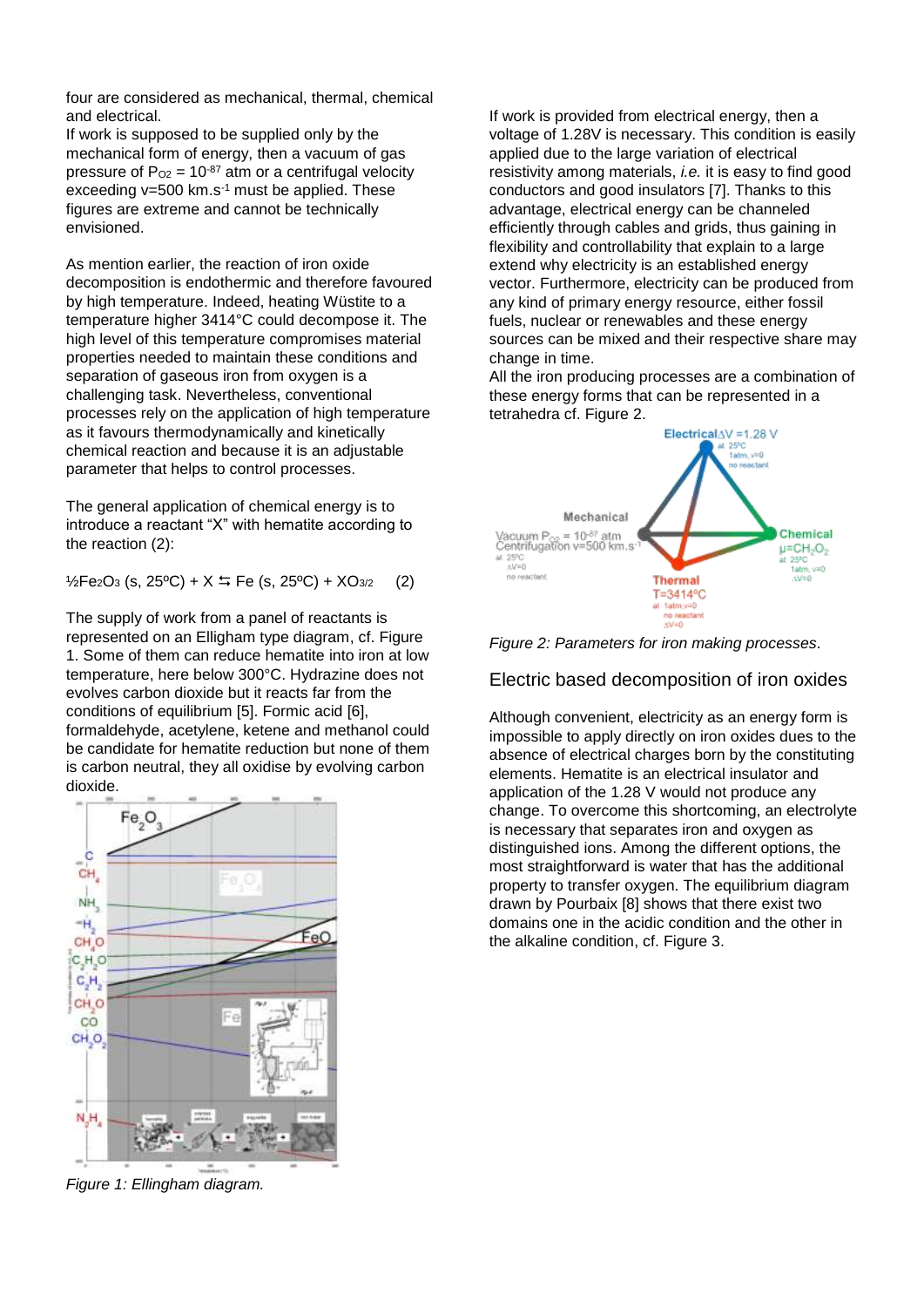four are considered as mechanical, thermal, chemical and electrical.
If work is supposed to be supplied only by the mechanical form of energy, then a vacuum of gas pressure of $P_{O2} = 10^{-87}$ atm or a centrifugal velocity exceeding v=500 km.s$^{-1}$ must be applied. These figures are extreme and cannot be technically envisioned.

As mention earlier, the reaction of iron oxide decomposition is endothermic and therefore favoured by high temperature. Indeed, heating Wüstite to a temperature higher 3414°C could decompose it. The high level of this temperature compromises material properties needed to maintain these conditions and separation of gaseous iron from oxygen is a challenging task. Nevertheless, conventional processes rely on the application of high temperature as it favours thermodynamically and kinetically chemical reaction and because it is an adjustable parameter that helps to control processes.

The general application of chemical energy is to introduce a reactant "X" with hematite according to the reaction (2):

$$\tfrac{1}{2}Fe_2O_3\ (s, 25^{\circ}C) + X \leftrightharpoons Fe\ (s, 25^{\circ}C) + XO_{3/2} \qquad (2)$$

The supply of work from a panel of reactants is represented on an Ellingham type diagram, cf. Figure 1. Some of them can reduce hematite into iron at low temperature, here below 300°C. Hydrazine does not evolves carbon dioxide but it reacts far from the conditions of equilibrium [5]. Formic acid [6], formaldehyde, acetylene, ketene and methanol could be candidate for hematite reduction but none of them is carbon neutral, they all oxidise by evolving carbon dioxide.

*Figure 1: Ellingham diagram.*

If work is provided from electrical energy, then a voltage of 1.28V is necessary. This condition is easily applied due to the large variation of electrical resistivity among materials, *i.e.* it is easy to find good conductors and good insulators [7]. Thanks to this advantage, electrical energy can be channeled efficiently through cables and grids, thus gaining in flexibility and controllability that explain to a large extend why electricity is an established energy vector. Furthermore, electricity can be produced from any kind of primary energy resource, either fossil fuels, nuclear or renewables and these energy sources can be mixed and their respective share may change in time.
All the iron producing processes are a combination of these energy forms that can be represented in a tetrahedra cf. Figure 2.

*Figure 2: Parameters for iron making processes.*

## Electric based decomposition of iron oxides

Although convenient, electricity as an energy form is impossible to apply directly on iron oxides dues to the absence of electrical charges born by the constituting elements. Hematite is an electrical insulator and application of the 1.28 V would not produce any change. To overcome this shortcoming, an electrolyte is necessary that separates iron and oxygen as distinguished ions. Among the different options, the most straightforward is water that has the additional property to transfer oxygen. The equilibrium diagram drawn by Pourbaix [8] shows that there exist two domains one in the acidic condition and the other in the alkaline condition, cf. Figure 3.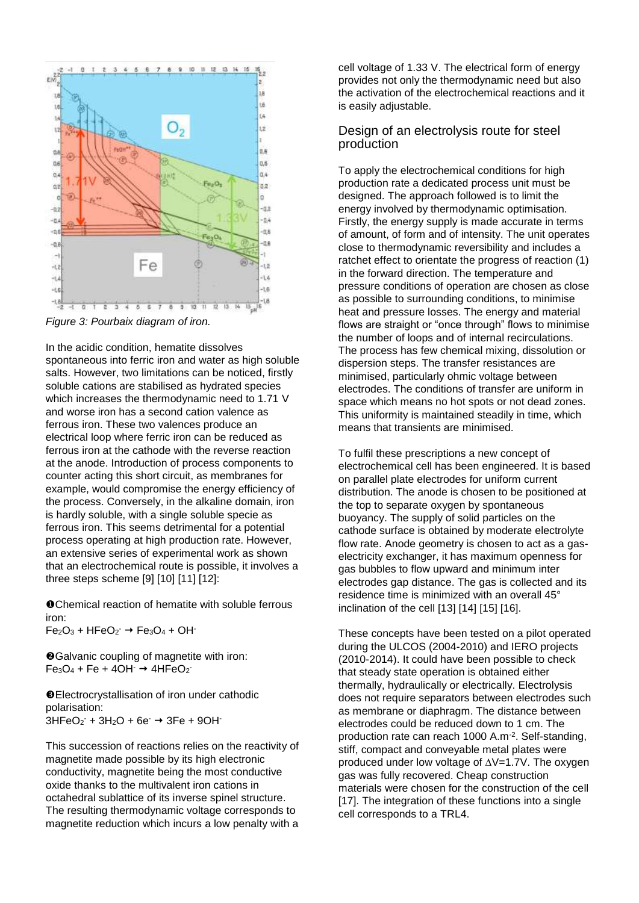*Figure 3: Pourbaix diagram of iron.*

In the acidic condition, hematite dissolves spontaneous into ferric iron and water as high soluble salts. However, two limitations can be noticed, firstly soluble cations are stabilised as hydrated species which increases the thermodynamic need to 1.71 V and worse iron has a second cation valence as ferrous iron. These two valences produce an electrical loop where ferric iron can be reduced as ferrous iron at the cathode with the reverse reaction at the anode. Introduction of process components to counter acting this short circuit, as membranes for example, would compromise the energy efficiency of the process. Conversely, in the alkaline domain, iron is hardly soluble, with a single soluble specie as ferrous iron. This seems detrimental for a potential process operating at high production rate. However, an extensive series of experimental work as shown that an electrochemical route is possible, it involves a three steps scheme [9] [10] [11] [12]:

❶Chemical reaction of hematite with soluble ferrous iron:
$Fe_2O_3 + HFeO_2^- \rightarrow Fe_3O_4 + OH^-$

❷Galvanic coupling of magnetite with iron:
$Fe_3O_4 + Fe + 4OH^- \rightarrow 4HFeO_2^-$

❸Electrocrystallisation of iron under cathodic polarisation:
$3HFeO_2^- + 3H_2O + 6e^- \rightarrow 3Fe + 9OH^-$

This succession of reactions relies on the reactivity of magnetite made possible by its high electronic conductivity, magnetite being the most conductive oxide thanks to the multivalent iron cations in octahedral sublattice of its inverse spinel structure. The resulting thermodynamic voltage corresponds to magnetite reduction which incurs a low penalty with a cell voltage of 1.33 V. The electrical form of energy provides not only the thermodynamic need but also the activation of the electrochemical reactions and it is easily adjustable.

## Design of an electrolysis route for steel production

To apply the electrochemical conditions for high production rate a dedicated process unit must be designed. The approach followed is to limit the energy involved by thermodynamic optimisation. Firstly, the energy supply is made accurate in terms of amount, of form and of intensity. The unit operates close to thermodynamic reversibility and includes a ratchet effect to orientate the progress of reaction (1) in the forward direction. The temperature and pressure conditions of operation are chosen as close as possible to surrounding conditions, to minimise heat and pressure losses. The energy and material flows are straight or "once through" flows to minimise the number of loops and of internal recirculations. The process has few chemical mixing, dissolution or dispersion steps. The transfer resistances are minimised, particularly ohmic voltage between electrodes. The conditions of transfer are uniform in space which means no hot spots or not dead zones. This uniformity is maintained steadily in time, which means that transients are minimised.

To fulfil these prescriptions a new concept of electrochemical cell has been engineered. It is based on parallel plate electrodes for uniform current distribution. The anode is chosen to be positioned at the top to separate oxygen by spontaneous buoyancy. The supply of solid particles on the cathode surface is obtained by moderate electrolyte flow rate. Anode geometry is chosen to act as a gas-electricity exchanger, it has maximum openness for gas bubbles to flow upward and minimum inter electrodes gap distance. The gas is collected and its residence time is minimized with an overall 45° inclination of the cell [13] [14] [15] [16].

These concepts have been tested on a pilot operated during the ULCOS (2004-2010) and IERO projects (2010-2014). It could have been possible to check that steady state operation is obtained either thermally, hydraulically or electrically. Electrolysis does not require separators between electrodes such as membrane or diaphragm. The distance between electrodes could be reduced down to 1 cm. The production rate can reach 1000 $A.m^{-2}$. Self-standing, stiff, compact and conveyable metal plates were produced under low voltage of $\Delta V$=1.7V. The oxygen gas was fully recovered. Cheap construction materials were chosen for the construction of the cell [17]. The integration of these functions into a single cell corresponds to a TRL4.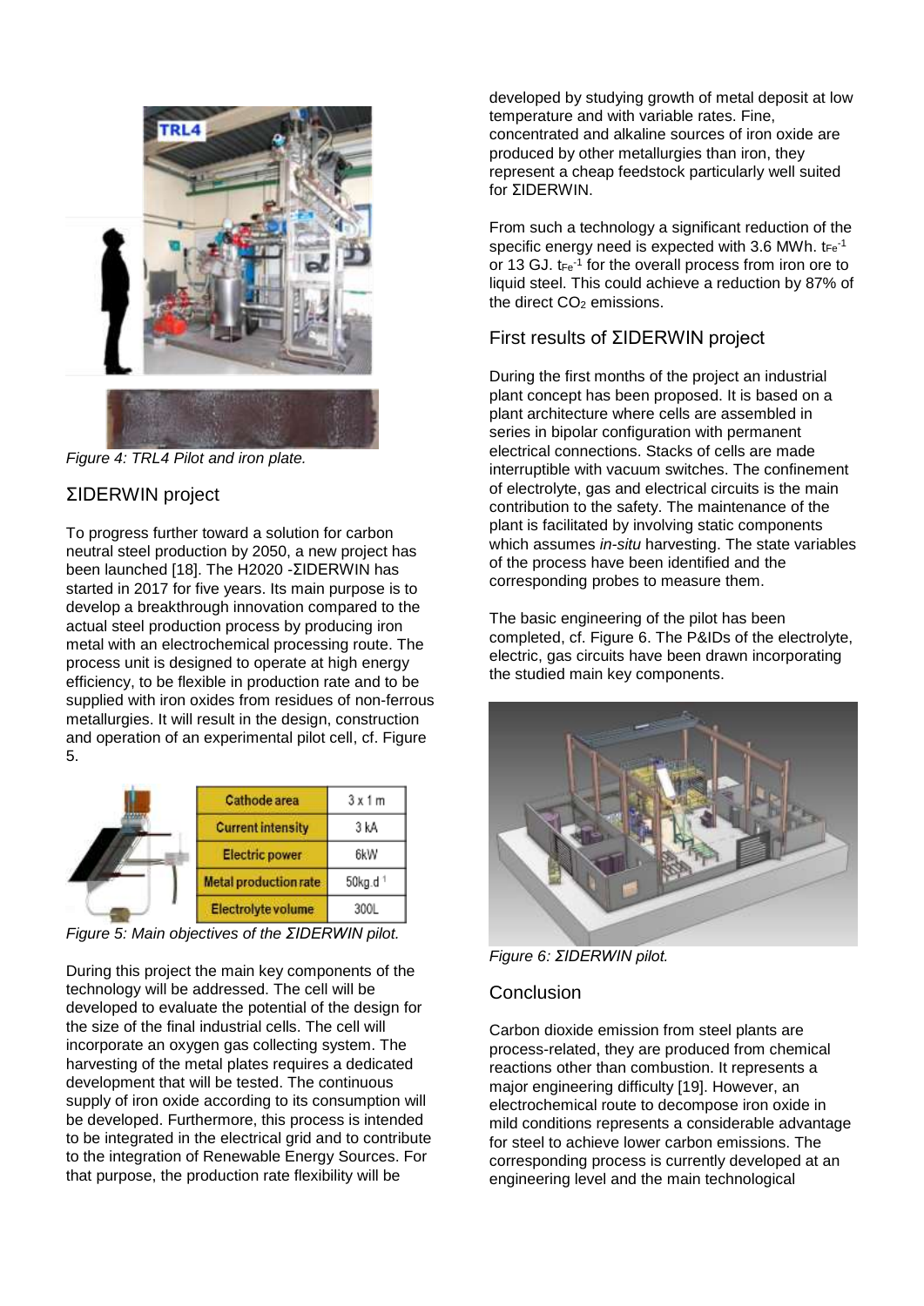Figure 4: TRL4 Pilot and iron plate.

## ΣIDERWIN project

To progress further toward a solution for carbon neutral steel production by 2050, a new project has been launched [18]. The H2020 -ΣIDERWIN has started in 2017 for five years. Its main purpose is to develop a breakthrough innovation compared to the actual steel production process by producing iron metal with an electrochemical processing route. The process unit is designed to operate at high energy efficiency, to be flexible in production rate and to be supplied with iron oxides from residues of non-ferrous metallurgies. It will result in the design, construction and operation of an experimental pilot cell, cf. Figure 5.

| Cathode area | 3 x 1 m |
|---|---|
| Current intensity | 3 kA |
| Electric power | 6kW |
| Metal production rate | 50kg.d$^{-1}$ |
| Electrolyte volume | 300L |

Figure 5: Main objectives of the ΣIDERWIN pilot.

During this project the main key components of the technology will be addressed. The cell will be developed to evaluate the potential of the design for the size of the final industrial cells. The cell will incorporate an oxygen gas collecting system. The harvesting of the metal plates requires a dedicated development that will be tested. The continuous supply of iron oxide according to its consumption will be developed. Furthermore, this process is intended to be integrated in the electrical grid and to contribute to the integration of Renewable Energy Sources. For that purpose, the production rate flexibility will be developed by studying growth of metal deposit at low temperature and with variable rates. Fine, concentrated and alkaline sources of iron oxide are produced by other metallurgies than iron, they represent a cheap feedstock particularly well suited for ΣIDERWIN.

From such a technology a significant reduction of the specific energy need is expected with 3.6 MWh. $t_{Fe}^{-1}$ or 13 GJ. $t_{Fe}^{-1}$ for the overall process from iron ore to liquid steel. This could achieve a reduction by 87% of the direct $CO_2$ emissions.

## First results of ΣIDERWIN project

During the first months of the project an industrial plant concept has been proposed. It is based on a plant architecture where cells are assembled in series in bipolar configuration with permanent electrical connections. Stacks of cells are made interruptible with vacuum switches. The confinement of electrolyte, gas and electrical circuits is the main contribution to the safety. The maintenance of the plant is facilitated by involving static components which assumes *in-situ* harvesting. The state variables of the process have been identified and the corresponding probes to measure them.

The basic engineering of the pilot has been completed, cf. Figure 6. The P&IDs of the electrolyte, electric, gas circuits have been drawn incorporating the studied main key components.

Figure 6: ΣIDERWIN pilot.

## Conclusion

Carbon dioxide emission from steel plants are process-related, they are produced from chemical reactions other than combustion. It represents a major engineering difficulty [19]. However, an electrochemical route to decompose iron oxide in mild conditions represents a considerable advantage for steel to achieve lower carbon emissions. The corresponding process is currently developed at an engineering level and the main technological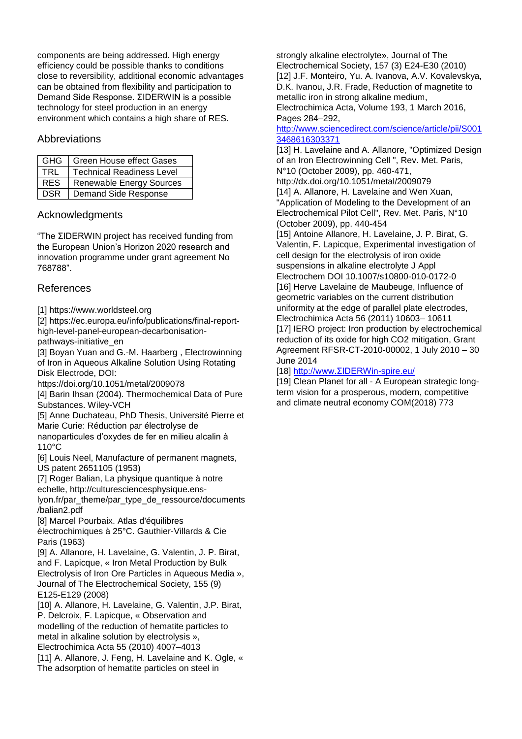components are being addressed. High energy efficiency could be possible thanks to conditions close to reversibility, additional economic advantages can be obtained from flexibility and participation to Demand Side Response. ΣIDERWIN is a possible technology for steel production in an energy environment which contains a high share of RES.

## Abbreviations

| | |
|---|---|
| GHG | Green House effect Gases |
| TRL | Technical Readiness Level |
| RES | Renewable Energy Sources |
| DSR | Demand Side Response |

## Acknowledgments

"The ΣIDERWIN project has received funding from the European Union's Horizon 2020 research and innovation programme under grant agreement No 768788".

## References

[1] https://www.worldsteel.org

[2] https://ec.europa.eu/info/publications/final-report-high-level-panel-european-decarbonisation-pathways-initiative_en

[3] Boyan Yuan and G.-M. Haarberg , Electrowinning of Iron in Aqueous Alkaline Solution Using Rotating Disk Electrode, DOI: https://doi.org/10.1051/metal/2009078

[4] Barin Ihsan (2004). Thermochemical Data of Pure Substances. Wiley-VCH

[5] Anne Duchateau, PhD Thesis, Université Pierre et Marie Curie: Réduction par électrolyse de nanoparticules d'oxydes de fer en milieu alcalin à 110°C

[6] Louis Neel, Manufacture of permanent magnets, US patent 2651105 (1953)

[7] Roger Balian, La physique quantique à notre echelle, http://culturesciencesphysique.ens-lyon.fr/par_theme/par_type_de_ressource/documents/balian2.pdf

[8] Marcel Pourbaix. Atlas d'équilibres électrochimiques à 25°C. Gauthier-Villards & Cie Paris (1963)

[9] A. Allanore, H. Lavelaine, G. Valentin, J. P. Birat, and F. Lapicque, « Iron Metal Production by Bulk Electrolysis of Iron Ore Particles in Aqueous Media », Journal of The Electrochemical Society, 155 (9) E125-E129 (2008)

[10] A. Allanore, H. Lavelaine, G. Valentin, J.P. Birat, P. Delcroix, F. Lapicque, « Observation and modelling of the reduction of hematite particles to metal in alkaline solution by electrolysis », Electrochimica Acta 55 (2010) 4007–4013

[11] A. Allanore, J. Feng, H. Lavelaine and K. Ogle, « The adsorption of hematite particles on steel in strongly alkaline electrolyte», Journal of The Electrochemical Society, 157 (3) E24-E30 (2010)

[12] J.F. Monteiro, Yu. A. Ivanova, A.V. Kovalevskya, D.K. Ivanou, J.R. Frade, Reduction of magnetite to metallic iron in strong alkaline medium, Electrochimica Acta, Volume 193, 1 March 2016, Pages 284–292, http://www.sciencedirect.com/science/article/pii/S0013468616303371

[13] H. Lavelaine and A. Allanore, "Optimized Design of an Iron Electrowinning Cell ", Rev. Met. Paris, N°10 (October 2009), pp. 460-471, http://dx.doi.org/10.1051/metal/2009079

[14] A. Allanore, H. Lavelaine and Wen Xuan, "Application of Modeling to the Development of an Electrochemical Pilot Cell", Rev. Met. Paris, N°10 (October 2009), pp. 440-454

[15] Antoine Allanore, H. Lavelaine, J. P. Birat, G. Valentin, F. Lapicque, Experimental investigation of cell design for the electrolysis of iron oxide suspensions in alkaline electrolyte J Appl Electrochem DOI 10.1007/s10800-010-0172-0

[16] Herve Lavelaine de Maubeuge, Influence of geometric variables on the current distribution uniformity at the edge of parallel plate electrodes, Electrochimica Acta 56 (2011) 10603– 10611

[17] IERO project: Iron production by electrochemical reduction of its oxide for high CO2 mitigation, Grant Agreement RFSR-CT-2010-00002, 1 July 2010 – 30 June 2014

[18] http://www.ΣIDERWin-spire.eu/

[19] Clean Planet for all - A European strategic long-term vision for a prosperous, modern, competitive and climate neutral economy COM(2018) 773